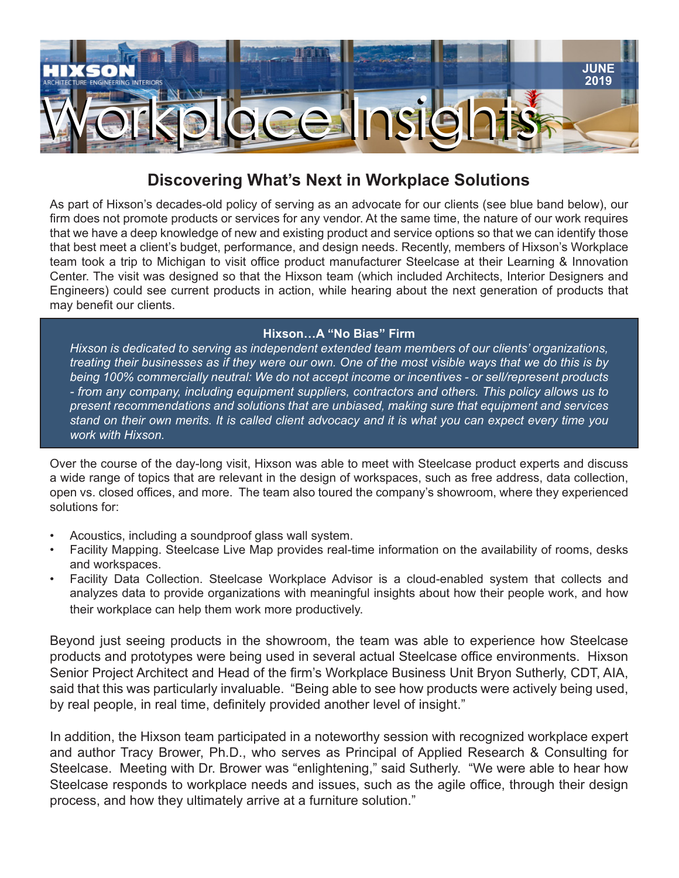HIXSON
ARCHITECTURE ENGINEERING INTERIORS

JUNE 2019

# Workplace Insights

## Discovering What's Next in Workplace Solutions

As part of Hixson's decades-old policy of serving as an advocate for our clients (see blue band below), our firm does not promote products or services for any vendor. At the same time, the nature of our work requires that we have a deep knowledge of new and existing product and service options so that we can identify those that best meet a client's budget, performance, and design needs. Recently, members of Hixson's Workplace team took a trip to Michigan to visit office product manufacturer Steelcase at their Learning & Innovation Center. The visit was designed so that the Hixson team (which included Architects, Interior Designers and Engineers) could see current products in action, while hearing about the next generation of products that may benefit our clients.

**Hixson…A "No Bias" Firm**

*Hixson is dedicated to serving as independent extended team members of our clients' organizations, treating their businesses as if they were our own. One of the most visible ways that we do this is by being 100% commercially neutral: We do not accept income or incentives - or sell/represent products - from any company, including equipment suppliers, contractors and others. This policy allows us to present recommendations and solutions that are unbiased, making sure that equipment and services stand on their own merits. It is called client advocacy and it is what you can expect every time you work with Hixson.*

Over the course of the day-long visit, Hixson was able to meet with Steelcase product experts and discuss a wide range of topics that are relevant in the design of workspaces, such as free address, data collection, open vs. closed offices, and more. The team also toured the company's showroom, where they experienced solutions for:

- Acoustics, including a soundproof glass wall system.
- Facility Mapping. Steelcase Live Map provides real-time information on the availability of rooms, desks and workspaces.
- Facility Data Collection. Steelcase Workplace Advisor is a cloud-enabled system that collects and analyzes data to provide organizations with meaningful insights about how their people work, and how their workplace can help them work more productively.

Beyond just seeing products in the showroom, the team was able to experience how Steelcase products and prototypes were being used in several actual Steelcase office environments. Hixson Senior Project Architect and Head of the firm's Workplace Business Unit Bryon Sutherly, CDT, AIA, said that this was particularly invaluable. "Being able to see how products were actively being used, by real people, in real time, definitely provided another level of insight."

In addition, the Hixson team participated in a noteworthy session with recognized workplace expert and author Tracy Brower, Ph.D., who serves as Principal of Applied Research & Consulting for Steelcase. Meeting with Dr. Brower was "enlightening," said Sutherly. "We were able to hear how Steelcase responds to workplace needs and issues, such as the agile office, through their design process, and how they ultimately arrive at a furniture solution."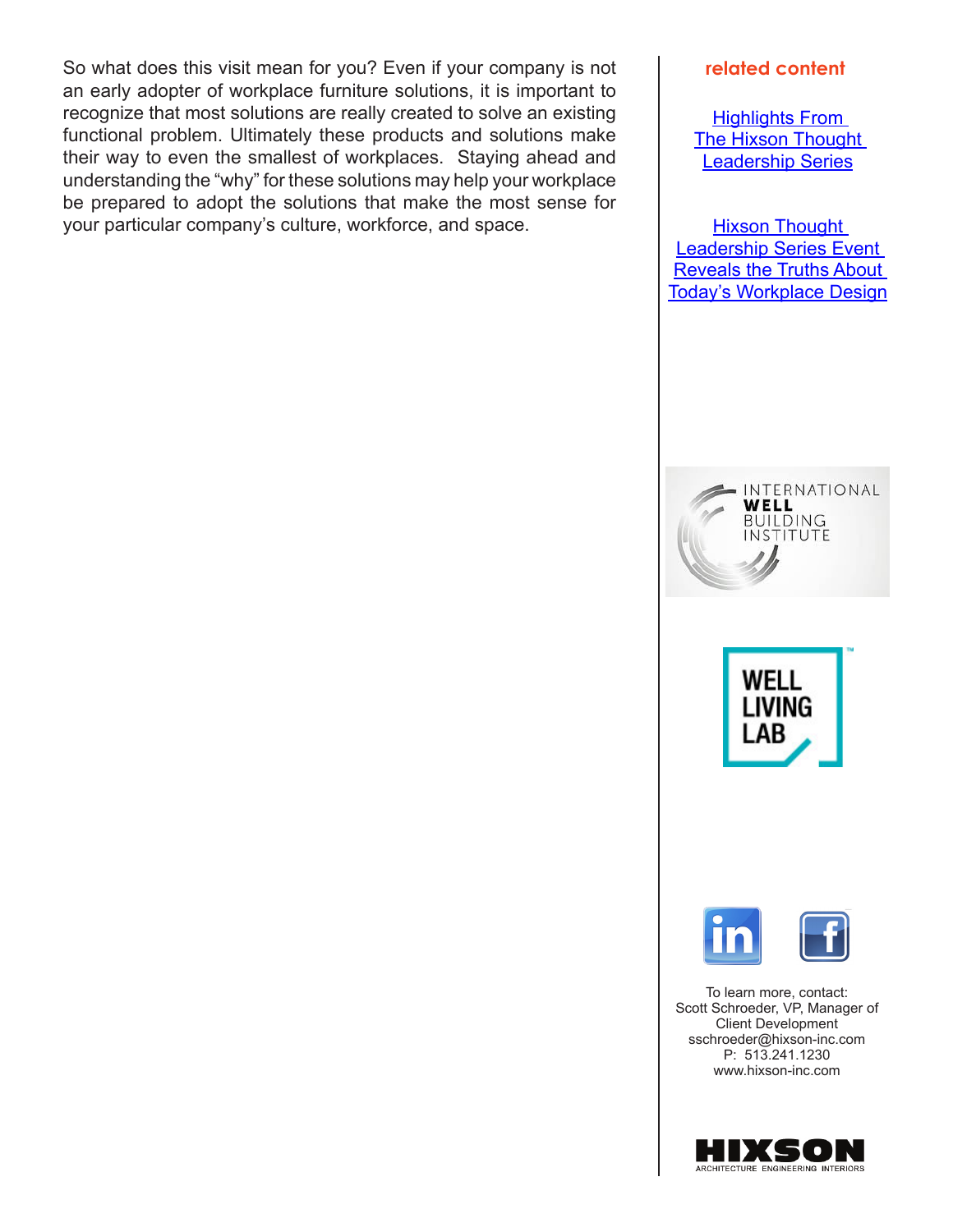So what does this visit mean for you? Even if your company is not an early adopter of workplace furniture solutions, it is important to recognize that most solutions are really created to solve an existing functional problem. Ultimately these products and solutions make their way to even the smallest of workplaces. Staying ahead and understanding the "why" for these solutions may help your workplace be prepared to adopt the solutions that make the most sense for your particular company's culture, workforce, and space.

**related content**

Highlights From The Hixson Thought Leadership Series

Hixson Thought Leadership Series Event Reveals the Truths About Today's Workplace Design

INTERNATIONAL **WELL** BUILDING INSTITUTE

WELL LIVING LAB

To learn more, contact:
Scott Schroeder, VP, Manager of Client Development
sschroeder@hixson-inc.com
P: 513.241.1230
www.hixson-inc.com

HIXSON
ARCHITECTURE ENGINEERING INTERIORS